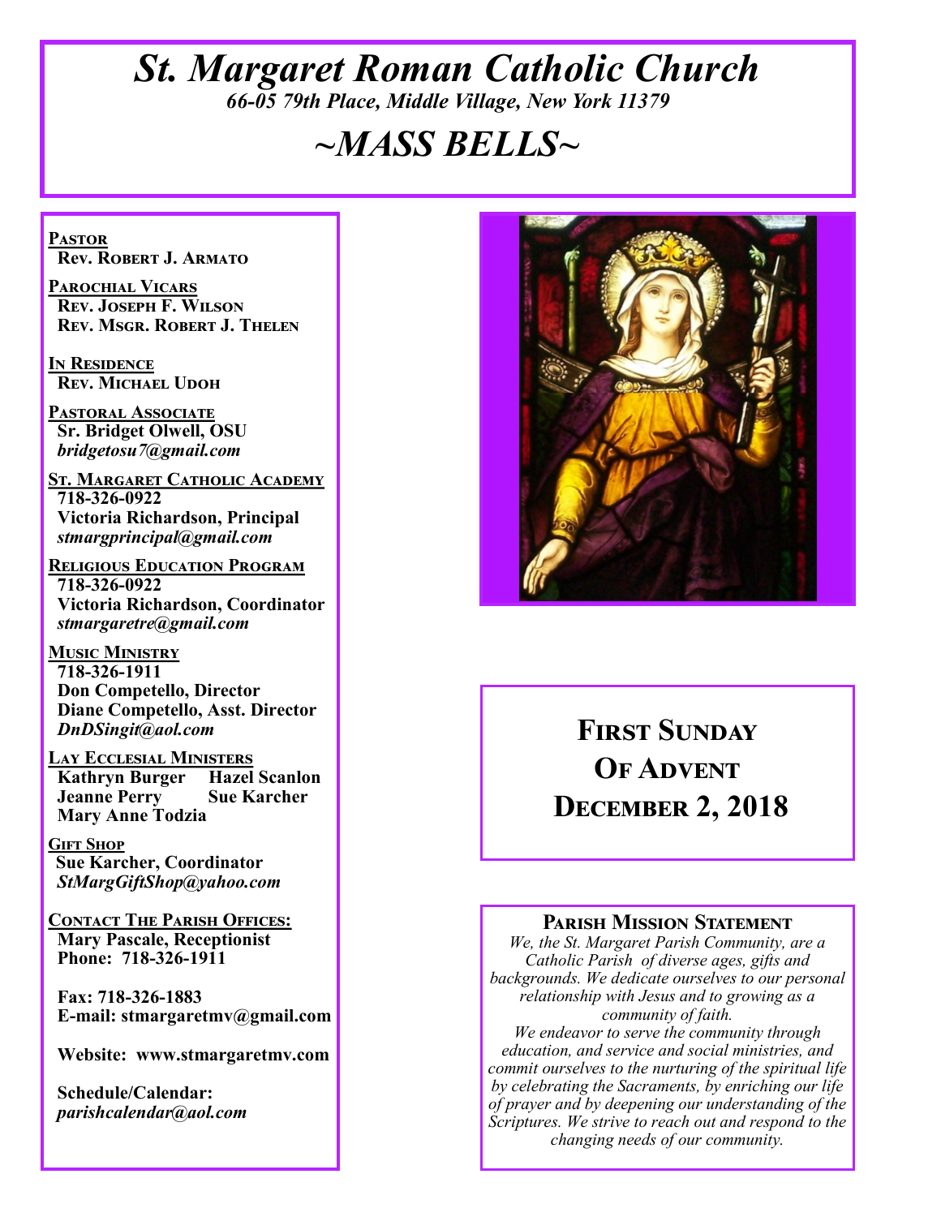# *St. Margaret Roman Catholic Church*

*66-05 79th Place, Middle Village, New York 11379*

# *~MASS BELLS~*

**PASTOR**
**Rev. Robert J. Armato**

**PAROCHIAL VICARS**
**Rev. Joseph F. Wilson**
**Rev. Msgr. Robert J. Thelen**

**IN RESIDENCE**
**Rev. Michael Udoh**

**PASTORAL ASSOCIATE**
**Sr. Bridget Olwell, OSU**
***bridgetosu7@gmail.com***

**ST. MARGARET CATHOLIC ACADEMY**
**718-326-0922**
**Victoria Richardson, Principal**
***stmargprincipal@gmail.com***

**RELIGIOUS EDUCATION PROGRAM**
**718-326-0922**
**Victoria Richardson, Coordinator**
***stmargaretre@gmail.com***

**MUSIC MINISTRY**
**718-326-1911**
**Don Competello, Director**
**Diane Competello, Asst. Director**
***DnDSingit@aol.com***

**LAY ECCLESIAL MINISTERS**
**Kathryn Burger**
**Hazel Scanlon**
**Jeanne Perry**
**Sue Karcher**
**Mary Anne Todzia**

**GIFT SHOP**
**Sue Karcher, Coordinator**
***StMargGiftShop@yahoo.com***

**CONTACT THE PARISH OFFICES:**
**Mary Pascale, Receptionist**
**Phone: 718-326-1911**

**Fax: 718-326-1883**
**E-mail: stmargaretmv@gmail.com**

**Website: www.stmargaretmv.com**

**Schedule/Calendar:**
***parishcalendar@aol.com***

## First Sunday Of Advent December 2, 2018

### Parish Mission Statement

*We, the St. Margaret Parish Community, are a Catholic Parish of diverse ages, gifts and backgrounds. We dedicate ourselves to our personal relationship with Jesus and to growing as a community of faith.*
*We endeavor to serve the community through education, and service and social ministries, and commit ourselves to the nurturing of the spiritual life by celebrating the Sacraments, by enriching our life of prayer and by deepening our understanding of the Scriptures. We strive to reach out and respond to the changing needs of our community.*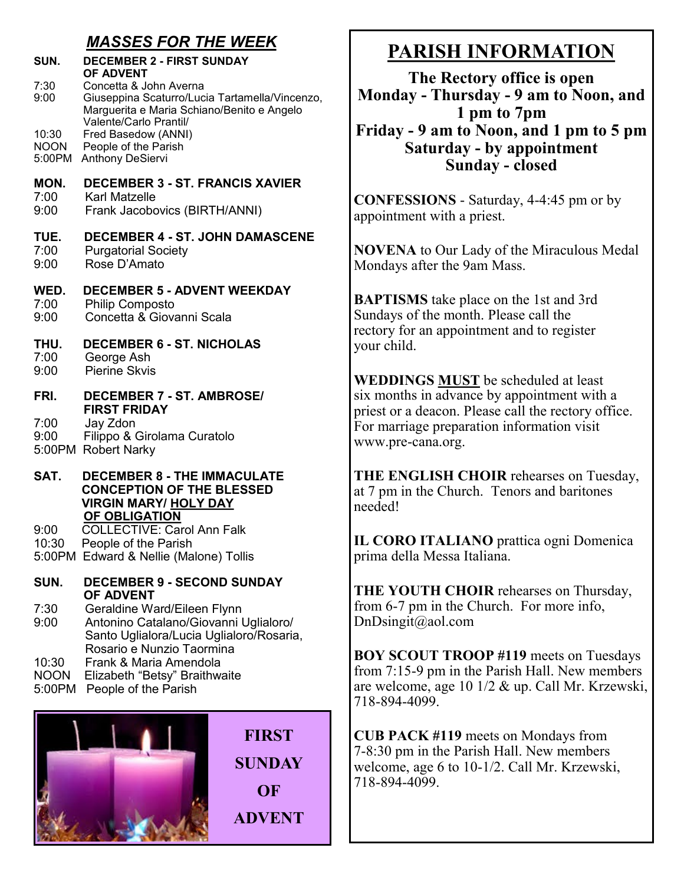## *MASSES FOR THE WEEK*

**SUN. DECEMBER 2 - FIRST SUNDAY OF ADVENT**
7:30 Concetta & John Averna
9:00 Giuseppina Scaturro/Lucia Tartamella/Vincenzo, Marguerita e Maria Schiano/Benito e Angelo Valente/Carlo Prantil/
10:30 Fred Basedow (ANNI)
NOON People of the Parish
5:00PM Anthony DeSiervi

**MON. DECEMBER 3 - ST. FRANCIS XAVIER**
7:00 Karl Matzelle
9:00 Frank Jacobovics (BIRTH/ANNI)

**TUE. DECEMBER 4 - ST. JOHN DAMASCENE**
7:00 Purgatorial Society
9:00 Rose D'Amato

**WED. DECEMBER 5 - ADVENT WEEKDAY**
7:00 Philip Composto
9:00 Concetta & Giovanni Scala

**THU. DECEMBER 6 - ST. NICHOLAS**
7:00 George Ash
9:00 Pierine Skvis

**FRI. DECEMBER 7 - ST. AMBROSE/ FIRST FRIDAY**
7:00 Jay Zdon
9:00 Filippo & Girolama Curatolo
5:00PM Robert Narky

**SAT. DECEMBER 8 - THE IMMACULATE CONCEPTION OF THE BLESSED VIRGIN MARY/ HOLY DAY OF OBLIGATION**
9:00 COLLECTIVE: Carol Ann Falk
10:30 People of the Parish
5:00PM Edward & Nellie (Malone) Tollis

**SUN. DECEMBER 9 - SECOND SUNDAY OF ADVENT**
7:30 Geraldine Ward/Eileen Flynn
9:00 Antonino Catalano/Giovanni Uglialoro/ Santo Uglialora/Lucia Uglialoro/Rosaria, Rosario e Nunzio Taormina
10:30 Frank & Maria Amendola
NOON Elizabeth "Betsy" Braithwaite
5:00PM People of the Parish

**FIRST SUNDAY OF ADVENT**

# PARISH INFORMATION

**The Rectory office is open**
**Monday - Thursday - 9 am to Noon, and 1 pm to 7pm**
**Friday - 9 am to Noon, and 1 pm to 5 pm**
**Saturday - by appointment**
**Sunday - closed**

**CONFESSIONS** - Saturday, 4-4:45 pm or by appointment with a priest.

**NOVENA** to Our Lady of the Miraculous Medal Mondays after the 9am Mass.

**BAPTISMS** take place on the 1st and 3rd Sundays of the month. Please call the rectory for an appointment and to register your child.

**WEDDINGS MUST** be scheduled at least six months in advance by appointment with a priest or a deacon. Please call the rectory office. For marriage preparation information visit www.pre-cana.org.

**THE ENGLISH CHOIR** rehearses on Tuesday, at 7 pm in the Church. Tenors and baritones needed!

**IL CORO ITALIANO** prattica ogni Domenica prima della Messa Italiana.

**THE YOUTH CHOIR** rehearses on Thursday, from 6-7 pm in the Church. For more info, DnDsingit@aol.com

**BOY SCOUT TROOP #119** meets on Tuesdays from 7:15-9 pm in the Parish Hall. New members are welcome, age 10 1/2 & up. Call Mr. Krzewski, 718-894-4099.

**CUB PACK #119** meets on Mondays from 7-8:30 pm in the Parish Hall. New members welcome, age 6 to 10-1/2. Call Mr. Krzewski, 718-894-4099.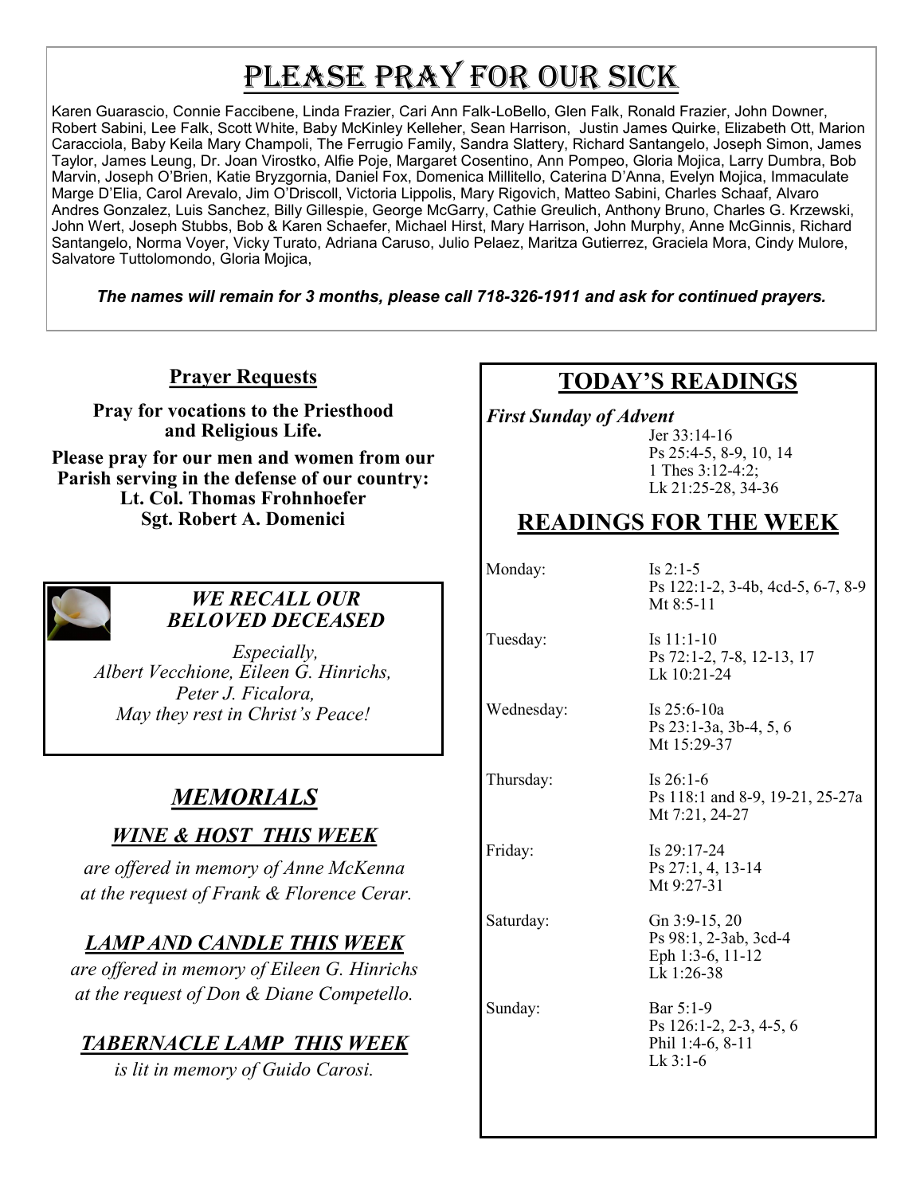# Please Pray for Our Sick

Karen Guarascio, Connie Faccibene, Linda Frazier, Cari Ann Falk-LoBello, Glen Falk, Ronald Frazier, John Downer, Robert Sabini, Lee Falk, Scott White, Baby McKinley Kelleher, Sean Harrison, Justin James Quirke, Elizabeth Ott, Marion Caracciola, Baby Keila Mary Champoli, The Ferrugio Family, Sandra Slattery, Richard Santangelo, Joseph Simon, James Taylor, James Leung, Dr. Joan Virostko, Alfie Poje, Margaret Cosentino, Ann Pompeo, Gloria Mojica, Larry Dumbra, Bob Marvin, Joseph O'Brien, Katie Bryzgornia, Daniel Fox, Domenica Millitello, Caterina D'Anna, Evelyn Mojica, Immaculate Marge D'Elia, Carol Arevalo, Jim O'Driscoll, Victoria Lippolis, Mary Rigovich, Matteo Sabini, Charles Schaaf, Alvaro Andres Gonzalez, Luis Sanchez, Billy Gillespie, George McGarry, Cathie Greulich, Anthony Bruno, Charles G. Krzewski, John Wert, Joseph Stubbs, Bob & Karen Schaefer, Michael Hirst, Mary Harrison, John Murphy, Anne McGinnis, Richard Santangelo, Norma Voyer, Vicky Turato, Adriana Caruso, Julio Pelaez, Maritza Gutierrez, Graciela Mora, Cindy Mulore, Salvatore Tuttolomondo, Gloria Mojica,

***The names will remain for 3 months, please call 718-326-1911 and ask for continued prayers.***

## Prayer Requests

**Pray for vocations to the Priesthood and Religious Life.**

**Please pray for our men and women from our Parish serving in the defense of our country:**
**Lt. Col. Thomas Frohnhoefer**
**Sgt. Robert A. Domenici**

### *WE RECALL OUR BELOVED DECEASED*

*Especially,*
*Albert Vecchione, Eileen G. Hinrichs, Peter J. Ficalora,*
*May they rest in Christ's Peace!*

## *MEMORIALS*

### *WINE & HOST THIS WEEK*

*are offered in memory of Anne McKenna at the request of Frank & Florence Cerar.*

### *LAMP AND CANDLE THIS WEEK*

*are offered in memory of Eileen G. Hinrichs at the request of Don & Diane Competello.*

### *TABERNACLE LAMP THIS WEEK*

*is lit in memory of Guido Carosi.*

## TODAY'S READINGS

***First Sunday of Advent***

Jer 33:14-16
Ps 25:4-5, 8-9, 10, 14
1 Thes 3:12-4:2;
Lk 21:25-28, 34-36

## READINGS FOR THE WEEK

| | |
|---|---|
| Monday: | Is 2:1-5<br>Ps 122:1-2, 3-4b, 4cd-5, 6-7, 8-9<br>Mt 8:5-11 |
| Tuesday: | Is 11:1-10<br>Ps 72:1-2, 7-8, 12-13, 17<br>Lk 10:21-24 |
| Wednesday: | Is 25:6-10a<br>Ps 23:1-3a, 3b-4, 5, 6<br>Mt 15:29-37 |
| Thursday: | Is 26:1-6<br>Ps 118:1 and 8-9, 19-21, 25-27a<br>Mt 7:21, 24-27 |
| Friday: | Is 29:17-24<br>Ps 27:1, 4, 13-14<br>Mt 9:27-31 |
| Saturday: | Gn 3:9-15, 20<br>Ps 98:1, 2-3ab, 3cd-4<br>Eph 1:3-6, 11-12<br>Lk 1:26-38 |
| Sunday: | Bar 5:1-9<br>Ps 126:1-2, 2-3, 4-5, 6<br>Phil 1:4-6, 8-11<br>Lk 3:1-6 |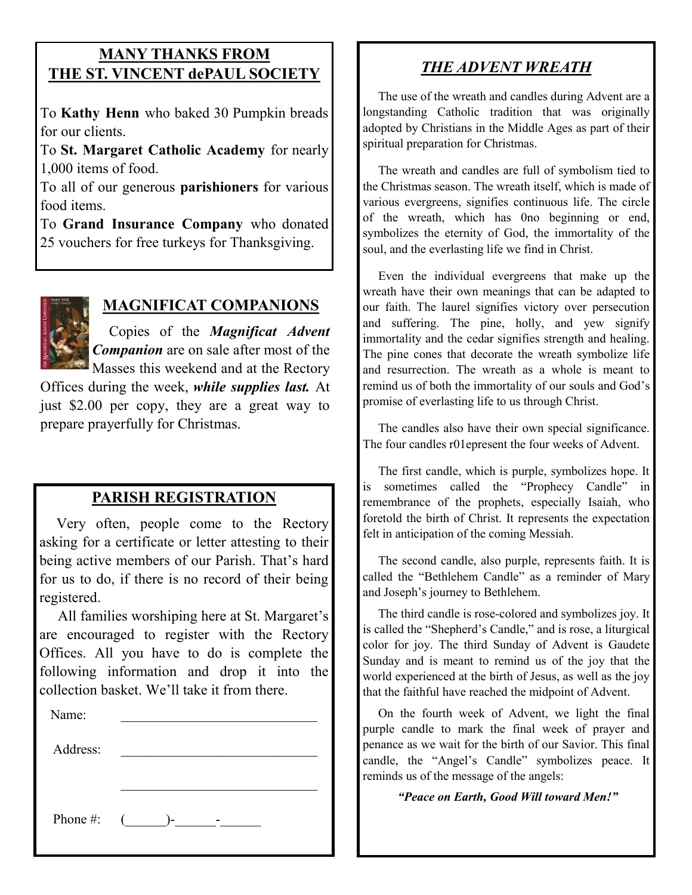## MANY THANKS FROM THE ST. VINCENT dePAUL SOCIETY

To **Kathy Henn** who baked 30 Pumpkin breads for our clients.

To **St. Margaret Catholic Academy** for nearly 1,000 items of food.

To all of our generous **parishioners** for various food items.

To **Grand Insurance Company** who donated 25 vouchers for free turkeys for Thanksgiving.

## MAGNIFICAT COMPANIONS

Copies of the ***Magnificat Advent Companion*** are on sale after most of the Masses this weekend and at the Rectory Offices during the week, ***while supplies last.*** At just $2.00 per copy, they are a great way to prepare prayerfully for Christmas.

## PARISH REGISTRATION

Very often, people come to the Rectory asking for a certificate or letter attesting to their being active members of our Parish. That's hard for us to do, if there is no record of their being registered.

All families worshiping here at St. Margaret's are encouraged to register with the Rectory Offices. All you have to do is complete the following information and drop it into the collection basket. We'll take it from there.

Name: ______________________________

Address: ______________________________

______________________________

Phone #: (______)-______-______

## *THE ADVENT WREATH*

The use of the wreath and candles during Advent are a longstanding Catholic tradition that was originally adopted by Christians in the Middle Ages as part of their spiritual preparation for Christmas.

The wreath and candles are full of symbolism tied to the Christmas season. The wreath itself, which is made of various evergreens, signifies continuous life. The circle of the wreath, which has 0no beginning or end, symbolizes the eternity of God, the immortality of the soul, and the everlasting life we find in Christ.

Even the individual evergreens that make up the wreath have their own meanings that can be adapted to our faith. The laurel signifies victory over persecution and suffering. The pine, holly, and yew signify immortality and the cedar signifies strength and healing. The pine cones that decorate the wreath symbolize life and resurrection. The wreath as a whole is meant to remind us of both the immortality of our souls and God's promise of everlasting life to us through Christ.

The candles also have their own special significance. The four candles r01epresent the four weeks of Advent.

The first candle, which is purple, symbolizes hope. It is sometimes called the "Prophecy Candle" in remembrance of the prophets, especially Isaiah, who foretold the birth of Christ. It represents the expectation felt in anticipation of the coming Messiah.

The second candle, also purple, represents faith. It is called the "Bethlehem Candle" as a reminder of Mary and Joseph's journey to Bethlehem.

The third candle is rose-colored and symbolizes joy. It is called the "Shepherd's Candle," and is rose, a liturgical color for joy. The third Sunday of Advent is Gaudete Sunday and is meant to remind us of the joy that the world experienced at the birth of Jesus, as well as the joy that the faithful have reached the midpoint of Advent.

On the fourth week of Advent, we light the final purple candle to mark the final week of prayer and penance as we wait for the birth of our Savior. This final candle, the "Angel's Candle" symbolizes peace. It reminds us of the message of the angels:

***"Peace on Earth, Good Will toward Men!"***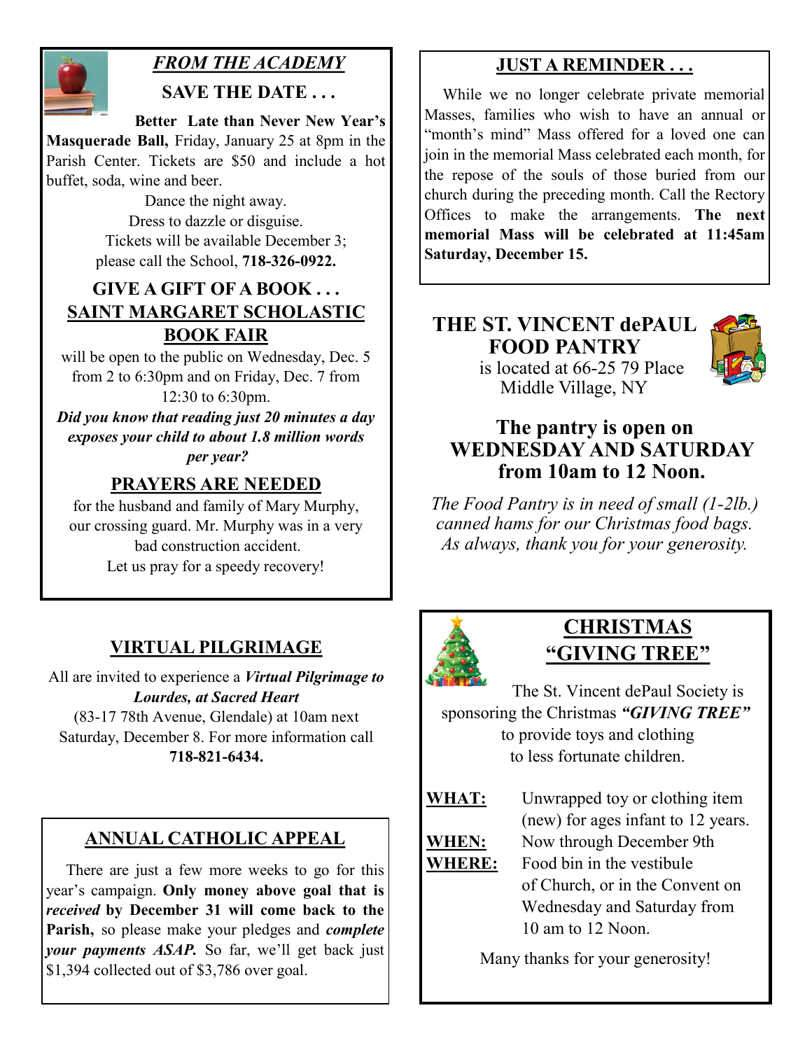## *FROM THE ACADEMY*

### SAVE THE DATE . . .

**Better Late than Never New Year's Masquerade Ball,** Friday, January 25 at 8pm in the Parish Center. Tickets are $50 and include a hot buffet, soda, wine and beer.

Dance the night away.
Dress to dazzle or disguise.
Tickets will be available December 3;
please call the School, **718-326-0922.**

### GIVE A GIFT OF A BOOK . . .
### SAINT MARGARET SCHOLASTIC BOOK FAIR

will be open to the public on Wednesday, Dec. 5 from 2 to 6:30pm and on Friday, Dec. 7 from 12:30 to 6:30pm.

***Did you know that reading just 20 minutes a day exposes your child to about 1.8 million words per year?***

### PRAYERS ARE NEEDED

for the husband and family of Mary Murphy, our crossing guard. Mr. Murphy was in a very bad construction accident.
Let us pray for a speedy recovery!

## VIRTUAL PILGRIMAGE

All are invited to experience a ***Virtual Pilgrimage to Lourdes, at Sacred Heart*** (83-17 78th Avenue, Glendale) at 10am next Saturday, December 8. For more information call **718-821-6434.**

## ANNUAL CATHOLIC APPEAL

There are just a few more weeks to go for this year's campaign. **Only money above goal that is *received* by December 31 will come back to the Parish,** so please make your pledges and ***complete your payments ASAP.*** So far, we'll get back just $1,394 collected out of $3,786 over goal.

## JUST A REMINDER . . .

While we no longer celebrate private memorial Masses, families who wish to have an annual or "month's mind" Mass offered for a loved one can join in the memorial Mass celebrated each month, for the repose of the souls of those buried from our church during the preceding month. Call the Rectory Offices to make the arrangements. **The next memorial Mass will be celebrated at 11:45am Saturday, December 15.**

## THE ST. VINCENT dePAUL FOOD PANTRY

is located at 66-25 79 Place
Middle Village, NY

### The pantry is open on WEDNESDAY AND SATURDAY from 10am to 12 Noon.

*The Food Pantry is in need of small (1-2lb.) canned hams for our Christmas food bags. As always, thank you for your generosity.*

## CHRISTMAS "GIVING TREE"

The St. Vincent dePaul Society is sponsoring the Christmas ***"GIVING TREE"*** to provide toys and clothing to less fortunate children.

**WHAT:** Unwrapped toy or clothing item (new) for ages infant to 12 years.

**WHEN:** Now through December 9th

**WHERE:** Food bin in the vestibule of Church, or in the Convent on Wednesday and Saturday from 10 am to 12 Noon.

Many thanks for your generosity!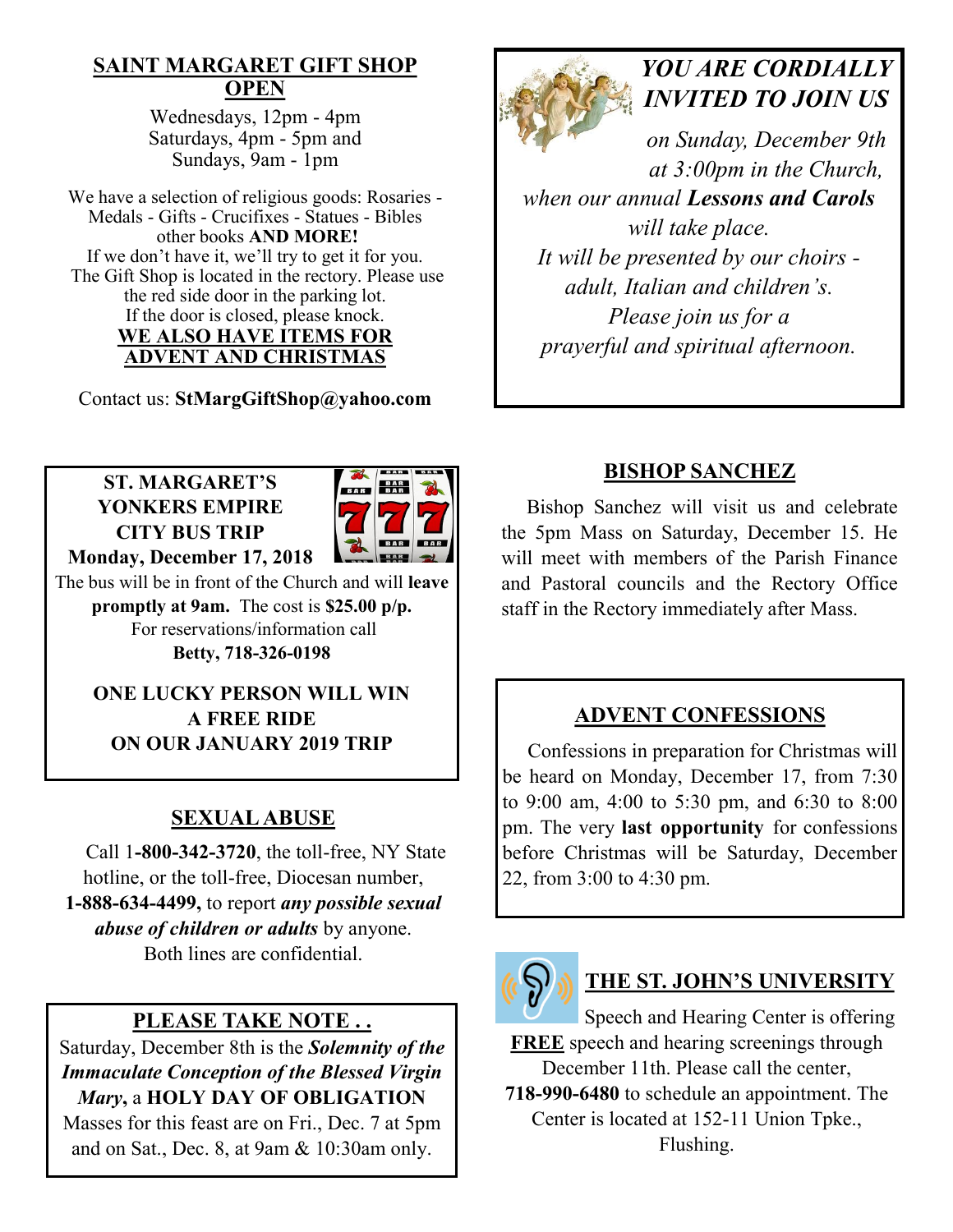## SAINT MARGARET GIFT SHOP OPEN

Wednesdays, 12pm - 4pm
Saturdays, 4pm - 5pm and
Sundays, 9am - 1pm

We have a selection of religious goods: Rosaries - Medals - Gifts - Crucifixes - Statues - Bibles other books **AND MORE!**
If we don't have it, we'll try to get it for you.
The Gift Shop is located in the rectory. Please use the red side door in the parking lot.
If the door is closed, please knock.

**WE ALSO HAVE ITEMS FOR ADVENT AND CHRISTMAS**

Contact us: **StMargGiftShop@yahoo.com**

## ST. MARGARET'S YONKERS EMPIRE CITY BUS TRIP

**Monday, December 17, 2018**

The bus will be in front of the Church and will **leave promptly at 9am.** The cost is **$25.00 p/p.**
For reservations/information call
**Betty, 718-326-0198**

**ONE LUCKY PERSON WILL WIN A FREE RIDE ON OUR JANUARY 2019 TRIP**

## SEXUAL ABUSE

Call **1-800-342-3720**, the toll-free, NY State hotline, or the toll-free, Diocesan number, **1-888-634-4499,** to report ***any possible sexual abuse of children or adults*** by anyone. Both lines are confidential.

## PLEASE TAKE NOTE . .

Saturday, December 8th is the ***Solemnity of the Immaculate Conception of the Blessed Virgin Mary***, a **HOLY DAY OF OBLIGATION**
Masses for this feast are on Fri., Dec. 7 at 5pm and on Sat., Dec. 8, at 9am & 10:30am only.

## *YOU ARE CORDIALLY INVITED TO JOIN US*

*on Sunday, December 9th at 3:00pm in the Church, when our annual* ***Lessons and Carols*** *will take place.*
*It will be presented by our choirs - adult, Italian and children's.*
*Please join us for a prayerful and spiritual afternoon.*

## BISHOP SANCHEZ

Bishop Sanchez will visit us and celebrate the 5pm Mass on Saturday, December 15. He will meet with members of the Parish Finance and Pastoral councils and the Rectory Office staff in the Rectory immediately after Mass.

## ADVENT CONFESSIONS

Confessions in preparation for Christmas will be heard on Monday, December 17, from 7:30 to 9:00 am, 4:00 to 5:30 pm, and 6:30 to 8:00 pm. The very **last opportunity** for confessions before Christmas will be Saturday, December 22, from 3:00 to 4:30 pm.

## THE ST. JOHN'S UNIVERSITY

Speech and Hearing Center is offering **FREE** speech and hearing screenings through December 11th. Please call the center, **718-990-6480** to schedule an appointment. The Center is located at 152-11 Union Tpke., Flushing.